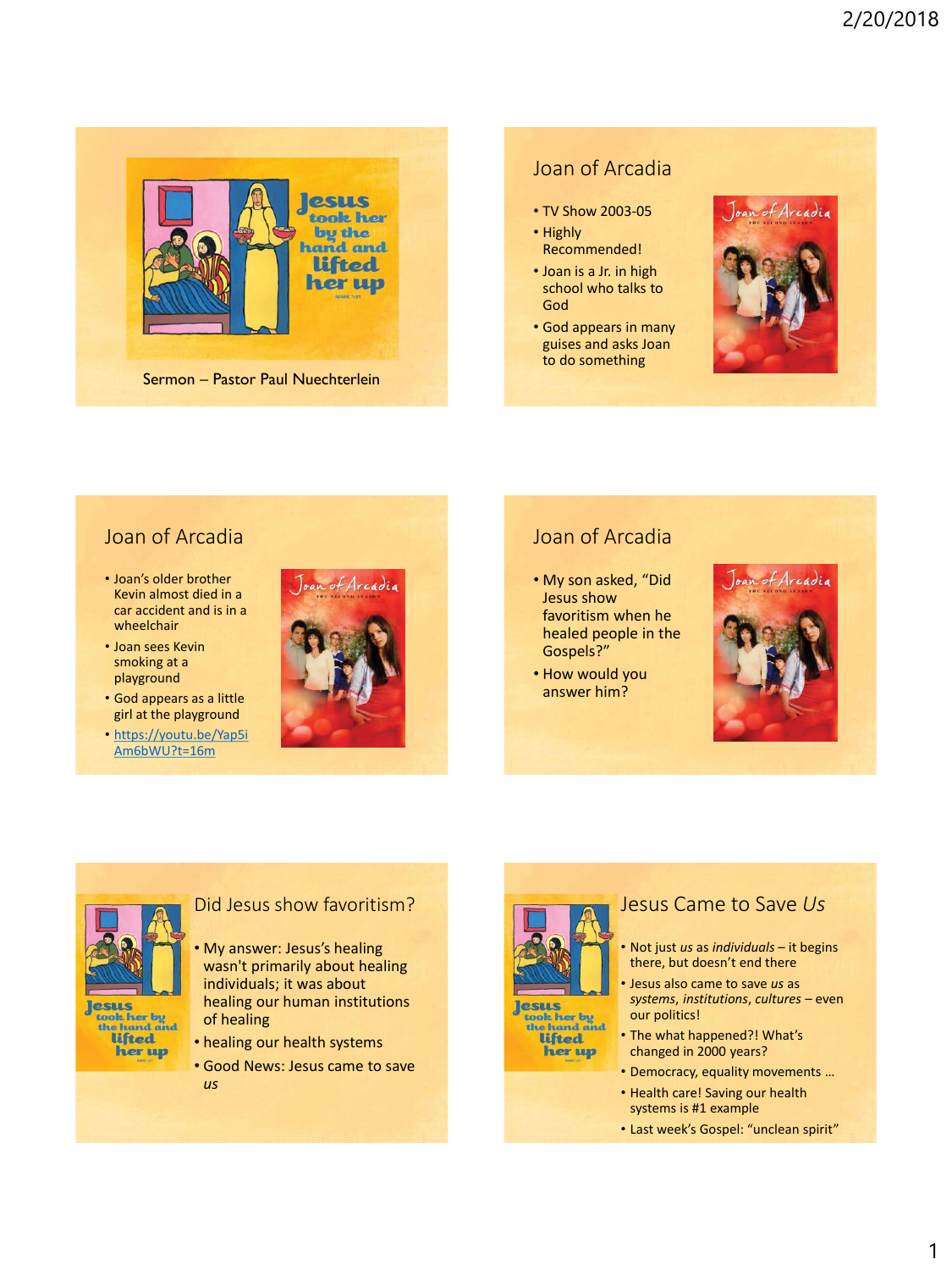Sermon – Pastor Paul Nuechterlein

## Joan of Arcadia

- TV Show 2003-05
- Highly Recommended!
- Joan is a Jr. in high school who talks to God
- God appears in many guises and asks Joan to do something

## Joan of Arcadia

- Joan's older brother Kevin almost died in a car accident and is in a wheelchair
- Joan sees Kevin smoking at a playground
- God appears as a little girl at the playground
- https://youtu.be/Yap5iAm6bWU?t=16m

## Joan of Arcadia

- My son asked, "Did Jesus show favoritism when he healed people in the Gospels?"
- How would you answer him?

## Did Jesus show favoritism?

- My answer: Jesus's healing wasn't primarily about healing individuals; it was about healing our human institutions of healing
- healing our health systems
- Good News: Jesus came to save *us*

## Jesus Came to Save *Us*

- Not just *us* as *individuals* – it begins there, but doesn't end there
- Jesus also came to save *us* as *systems*, *institutions*, *cultures* – even our politics!
- The what happened?! What's changed in 2000 years?
- Democracy, equality movements …
- Health care! Saving our health systems is #1 example
- Last week's Gospel: "unclean spirit"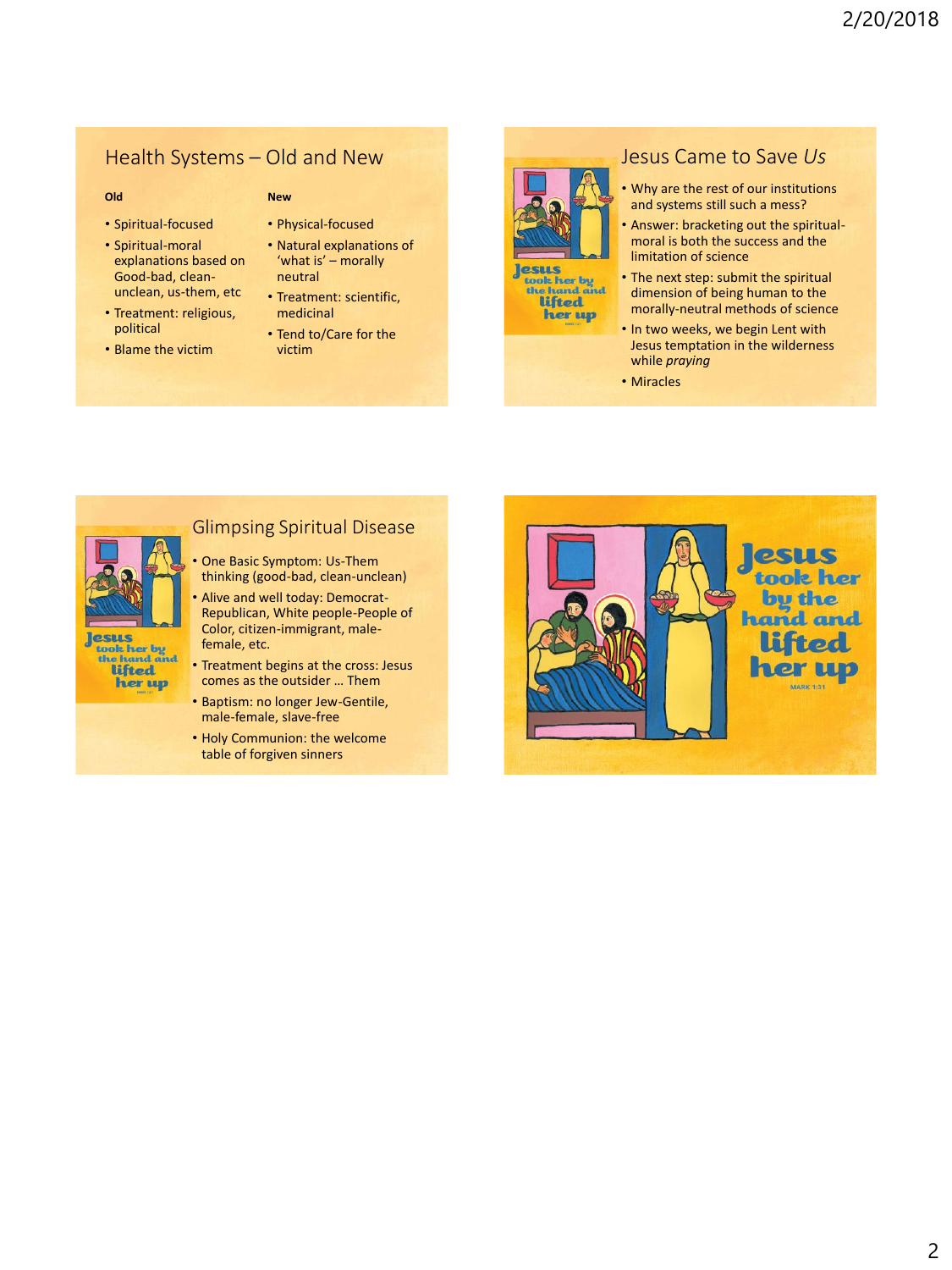## Health Systems – Old and New

**Old**

- Spiritual-focused
- Spiritual-moral explanations based on Good-bad, clean-unclean, us-them, etc
- Treatment: religious, political
- Blame the victim

**New**

- Physical-focused
- Natural explanations of 'what is' – morally neutral
- Treatment: scientific, medicinal
- Tend to/Care for the victim

## Jesus Came to Save *Us*

- Why are the rest of our institutions and systems still such a mess?
- Answer: bracketing out the spiritual-moral is both the success and the limitation of science
- The next step: submit the spiritual dimension of being human to the morally-neutral methods of science
- In two weeks, we begin Lent with Jesus temptation in the wilderness while *praying*
- Miracles

## Glimpsing Spiritual Disease

- One Basic Symptom: Us-Them thinking (good-bad, clean-unclean)
- Alive and well today: Democrat-Republican, White people-People of Color, citizen-immigrant, male-female, etc.
- Treatment begins at the cross: Jesus comes as the outsider … Them
- Baptism: no longer Jew-Gentile, male-female, slave-free
- Holy Communion: the welcome table of forgiven sinners

Jesus took her by the hand and lifted her up

MARK 1:31